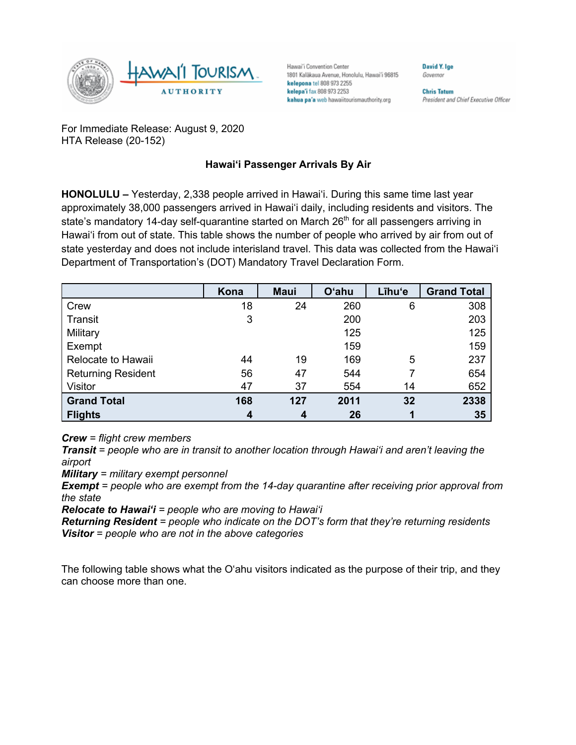Hawaiʻi Convention Center
1801 Kalākaua Avenue, Honolulu, Hawaiʻi 96815
**kelepona** tel 808 973 2255
**kelepaʻi** fax 808 973 2253
**kahua paʻa** web hawaiitourismauthority.org

**David Y. Ige**
*Governor*

**Chris Tatum**
*President and Chief Executive Officer*

For Immediate Release: August 9, 2020
HTA Release (20-152)

**Hawaiʻi Passenger Arrivals By Air**

**HONOLULU –** Yesterday, 2,338 people arrived in Hawaiʻi. During this same time last year approximately 38,000 passengers arrived in Hawaiʻi daily, including residents and visitors. The state's mandatory 14-day self-quarantine started on March 26th for all passengers arriving in Hawaiʻi from out of state. This table shows the number of people who arrived by air from out of state yesterday and does not include interisland travel. This data was collected from the Hawaiʻi Department of Transportation's (DOT) Mandatory Travel Declaration Form.

| | Kona | Maui | Oʻahu | Līhuʻe | Grand Total |
|---|---|---|---|---|---|
| Crew | 18 | 24 | 260 | 6 | 308 |
| Transit | 3 | | 200 | | 203 |
| Military | | | 125 | | 125 |
| Exempt | | | 159 | | 159 |
| Relocate to Hawaii | 44 | 19 | 169 | 5 | 237 |
| Returning Resident | 56 | 47 | 544 | 7 | 654 |
| Visitor | 47 | 37 | 554 | 14 | 652 |
| **Grand Total** | **168** | **127** | **2011** | **32** | **2338** |
| **Flights** | **4** | **4** | **26** | **1** | **35** |

***Crew*** *= flight crew members*
***Transit*** *= people who are in transit to another location through Hawaiʻi and aren't leaving the airport*
***Military*** *= military exempt personnel*
***Exempt*** *= people who are exempt from the 14-day quarantine after receiving prior approval from the state*
***Relocate to Hawaiʻi*** *= people who are moving to Hawaiʻi*
***Returning Resident*** *= people who indicate on the DOT's form that they're returning residents*
***Visitor*** *= people who are not in the above categories*

The following table shows what the Oʻahu visitors indicated as the purpose of their trip, and they can choose more than one.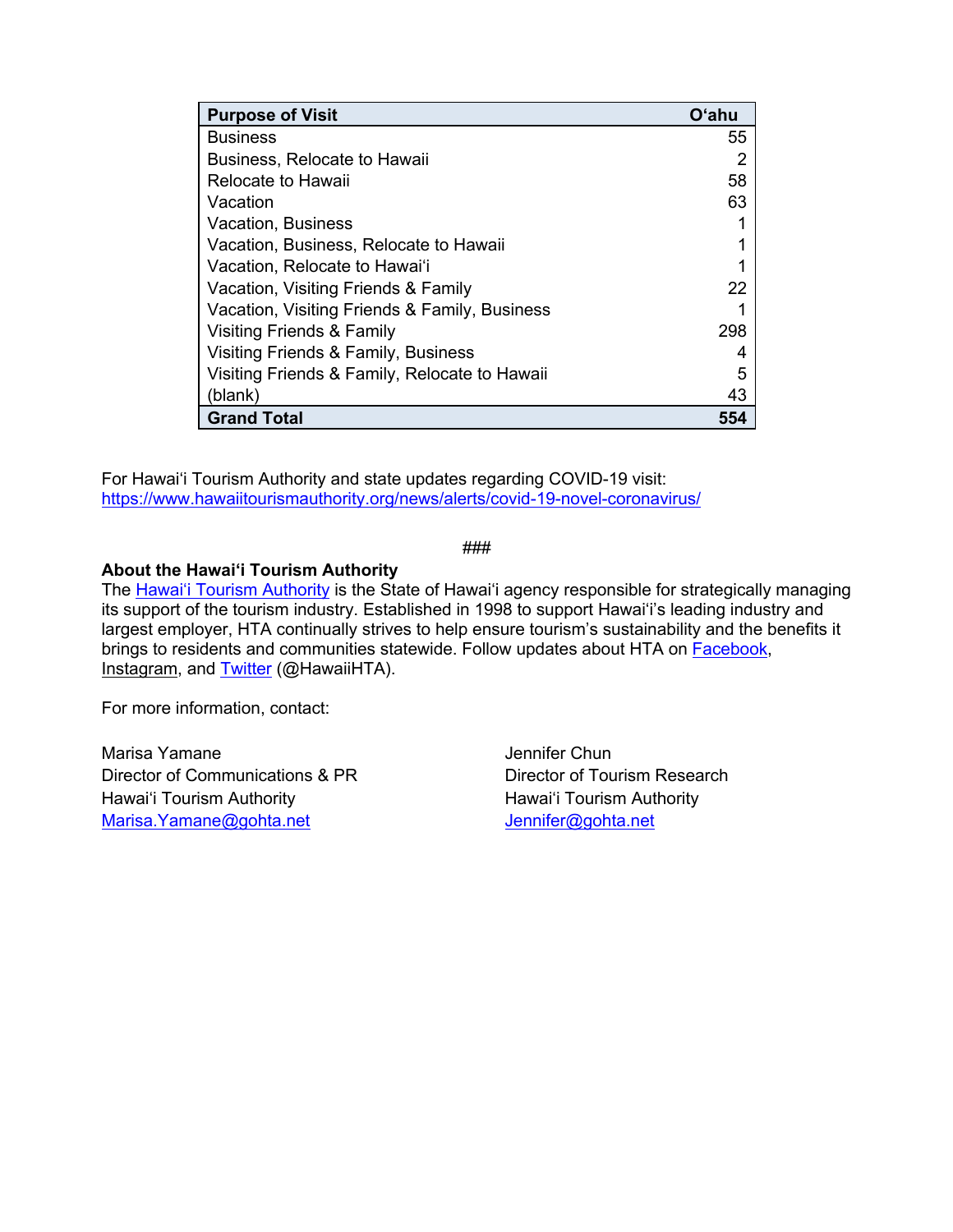| Purpose of Visit | O'ahu |
|---|---|
| Business | 55 |
| Business, Relocate to Hawaii | 2 |
| Relocate to Hawaii | 58 |
| Vacation | 63 |
| Vacation, Business | 1 |
| Vacation, Business, Relocate to Hawaii | 1 |
| Vacation, Relocate to Hawaiʻi | 1 |
| Vacation, Visiting Friends & Family | 22 |
| Vacation, Visiting Friends & Family, Business | 1 |
| Visiting Friends & Family | 298 |
| Visiting Friends & Family, Business | 4 |
| Visiting Friends & Family, Relocate to Hawaii | 5 |
| (blank) | 43 |
| **Grand Total** | **554** |

For Hawaiʻi Tourism Authority and state updates regarding COVID-19 visit:
https://www.hawaiitourismauthority.org/news/alerts/covid-19-novel-coronavirus/

###

**About the Hawaiʻi Tourism Authority**

The Hawaiʻi Tourism Authority is the State of Hawaiʻi agency responsible for strategically managing its support of the tourism industry. Established in 1998 to support Hawaiʻi's leading industry and largest employer, HTA continually strives to help ensure tourism's sustainability and the benefits it brings to residents and communities statewide. Follow updates about HTA on Facebook, Instagram, and Twitter (@HawaiiHTA).

For more information, contact:

Marisa Yamane
Director of Communications & PR
Hawaiʻi Tourism Authority
Marisa.Yamane@gohta.net

Jennifer Chun
Director of Tourism Research
Hawaiʻi Tourism Authority
Jennifer@gohta.net